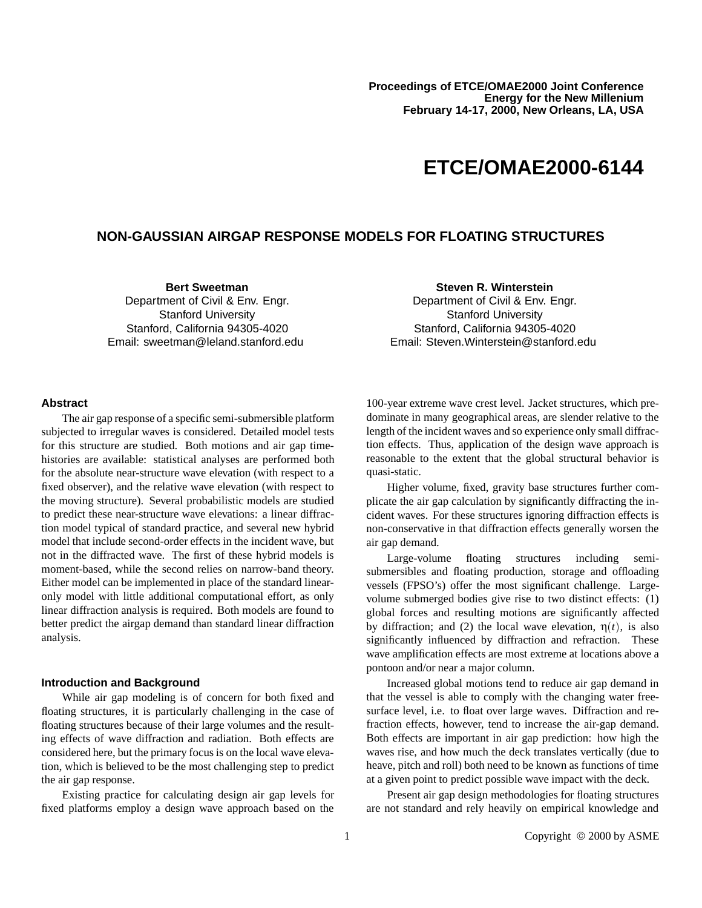Proceedings of ETCE/OMAE2000 Joint Conference
Energy for the New Millenium
February 14-17, 2000, New Orleans, LA, USA

# ETCE/OMAE2000-6144

## NON-GAUSSIAN AIRGAP RESPONSE MODELS FOR FLOATING STRUCTURES

**Bert Sweetman**
Department of Civil & Env. Engr.
Stanford University
Stanford, California 94305-4020
Email: sweetman@leland.stanford.edu

**Steven R. Winterstein**
Department of Civil & Env. Engr.
Stanford University
Stanford, California 94305-4020
Email: Steven.Winterstein@stanford.edu

### Abstract

The air gap response of a specific semi-submersible platform subjected to irregular waves is considered. Detailed model tests for this structure are studied. Both motions and air gap time-histories are available: statistical analyses are performed both for the absolute near-structure wave elevation (with respect to a fixed observer), and the relative wave elevation (with respect to the moving structure). Several probabilistic models are studied to predict these near-structure wave elevations: a linear diffraction model typical of standard practice, and several new hybrid model that include second-order effects in the incident wave, but not in the diffracted wave. The first of these hybrid models is moment-based, while the second relies on narrow-band theory. Either model can be implemented in place of the standard linear-only model with little additional computational effort, as only linear diffraction analysis is required. Both models are found to better predict the airgap demand than standard linear diffraction analysis.

### Introduction and Background

While air gap modeling is of concern for both fixed and floating structures, it is particularly challenging in the case of floating structures because of their large volumes and the resulting effects of wave diffraction and radiation. Both effects are considered here, but the primary focus is on the local wave elevation, which is believed to be the most challenging step to predict the air gap response.

Existing practice for calculating design air gap levels for fixed platforms employ a design wave approach based on the 100-year extreme wave crest level. Jacket structures, which predominate in many geographical areas, are slender relative to the length of the incident waves and so experience only small diffraction effects. Thus, application of the design wave approach is reasonable to the extent that the global structural behavior is quasi-static.

Higher volume, fixed, gravity base structures further complicate the air gap calculation by significantly diffracting the incident waves. For these structures ignoring diffraction effects is non-conservative in that diffraction effects generally worsen the air gap demand.

Large-volume floating structures including semi-submersibles and floating production, storage and offloading vessels (FPSO's) offer the most significant challenge. Large-volume submerged bodies give rise to two distinct effects: (1) global forces and resulting motions are significantly affected by diffraction; and (2) the local wave elevation, $\eta(t)$, is also significantly influenced by diffraction and refraction. These wave amplification effects are most extreme at locations above a pontoon and/or near a major column.

Increased global motions tend to reduce air gap demand in that the vessel is able to comply with the changing water free-surface level, i.e. to float over large waves. Diffraction and refraction effects, however, tend to increase the air-gap demand. Both effects are important in air gap prediction: how high the waves rise, and how much the deck translates vertically (due to heave, pitch and roll) both need to be known as functions of time at a given point to predict possible wave impact with the deck.

Present air gap design methodologies for floating structures are not standard and rely heavily on empirical knowledge and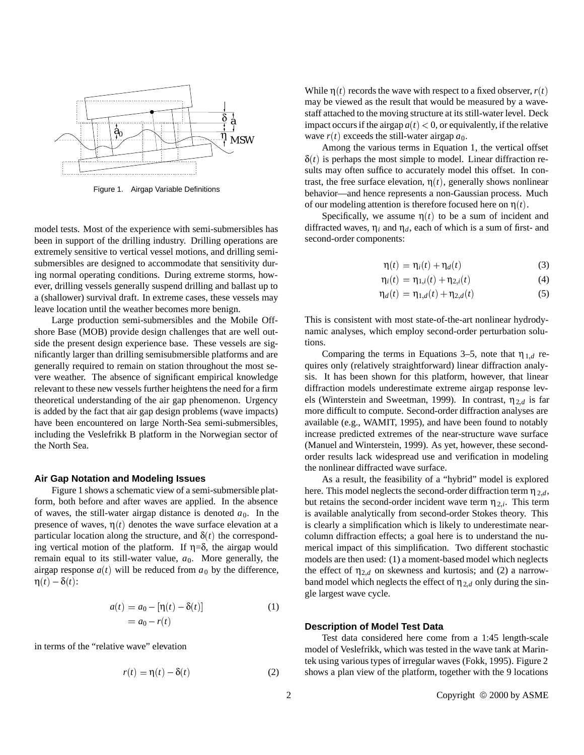Figure 1. Airgap Variable Definitions

model tests. Most of the experience with semi-submersibles has been in support of the drilling industry. Drilling operations are extremely sensitive to vertical vessel motions, and drilling semi-submersibles are designed to accommodate that sensitivity during normal operating conditions. During extreme storms, however, drilling vessels generally suspend drilling and ballast up to a (shallower) survival draft. In extreme cases, these vessels may leave location until the weather becomes more benign.

Large production semi-submersibles and the Mobile Offshore Base (MOB) provide design challenges that are well outside the present design experience base. These vessels are significantly larger than drilling semisubmersible platforms and are generally required to remain on station throughout the most severe weather. The absence of significant empirical knowledge relevant to these new vessels further heightens the need for a firm theoretical understanding of the air gap phenomenon. Urgency is added by the fact that air gap design problems (wave impacts) have been encountered on large North-Sea semi-submersibles, including the Veslefrikk B platform in the Norwegian sector of the North Sea.

### Air Gap Notation and Modeling Issues

Figure 1 shows a schematic view of a semi-submersible platform, both before and after waves are applied. In the absence of waves, the still-water airgap distance is denoted $a_0$. In the presence of waves, $\eta(t)$ denotes the wave surface elevation at a particular location along the structure, and $\delta(t)$ the corresponding vertical motion of the platform. If $\eta=\delta$, the airgap would remain equal to its still-water value, $a_0$. More generally, the airgap response $a(t)$ will be reduced from $a_0$ by the difference, $\eta(t)-\delta(t)$:

$$
\begin{aligned}
a(t) &= a_0 - [\eta(t) - \delta(t)] \\
&= a_0 - r(t)
\end{aligned}
\tag{1}
$$

in terms of the "relative wave" elevation

$$
r(t) = \eta(t) - \delta(t) \tag{2}
$$

While $\eta(t)$ records the wave with respect to a fixed observer, $r(t)$ may be viewed as the result that would be measured by a wave-staff attached to the moving structure at its still-water level. Deck impact occurs if the airgap $a(t) < 0$, or equivalently, if the relative wave $r(t)$ exceeds the still-water airgap $a_0$.

Among the various terms in Equation 1, the vertical offset $\delta(t)$ is perhaps the most simple to model. Linear diffraction results may often suffice to accurately model this offset. In contrast, the free surface elevation, $\eta(t)$, generally shows nonlinear behavior—and hence represents a non-Gaussian process. Much of our modeling attention is therefore focused here on $\eta(t)$.

Specifically, we assume $\eta(t)$ to be a sum of incident and diffracted waves, $\eta_i$ and $\eta_d$, each of which is a sum of first- and second-order components:

$$
\eta(t) = \eta_i(t) + \eta_d(t) \tag{3}
$$

$$
\eta_i(t) = \eta_{1,i}(t) + \eta_{2,i}(t) \tag{4}
$$

$$
\eta_d(t) = \eta_{1,d}(t) + \eta_{2,d}(t) \tag{5}
$$

This is consistent with most state-of-the-art nonlinear hydrodynamic analyses, which employ second-order perturbation solutions.

Comparing the terms in Equations 3–5, note that $\eta_{1,d}$ requires only (relatively straightforward) linear diffraction analysis. It has been shown for this platform, however, that linear diffraction models underestimate extreme airgap response levels (Winterstein and Sweetman, 1999). In contrast, $\eta_{2,d}$ is far more difficult to compute. Second-order diffraction analyses are available (e.g., WAMIT, 1995), and have been found to notably increase predicted extremes of the near-structure wave surface (Manuel and Winterstein, 1999). As yet, however, these second-order results lack widespread use and verification in modeling the nonlinear diffracted wave surface.

As a result, the feasibility of a "hybrid" model is explored here. This model neglects the second-order diffraction term $\eta_{2,d}$, but retains the second-order incident wave term $\eta_{2,i}$. This term is available analytically from second-order Stokes theory. This is clearly a simplification which is likely to underestimate near-column diffraction effects; a goal here is to understand the numerical impact of this simplification. Two different stochastic models are then used: (1) a moment-based model which neglects the effect of $\eta_{2,d}$ on skewness and kurtosis; and (2) a narrow-band model which neglects the effect of $\eta_{2,d}$ only during the single largest wave cycle.

### Description of Model Test Data

Test data considered here come from a 1:45 length-scale model of Veslefrikk, which was tested in the wave tank at Marintek using various types of irregular waves (Fokk, 1995). Figure 2 shows a plan view of the platform, together with the 9 locations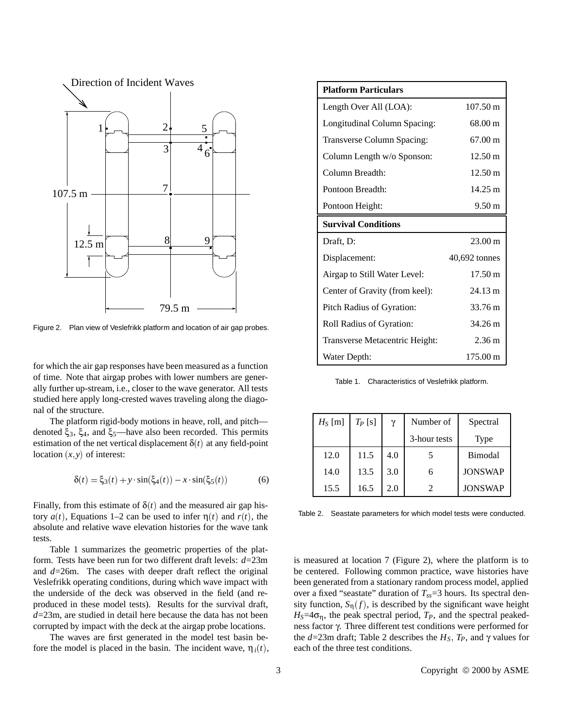Figure 2. Plan view of Veslefrikk platform and location of air gap probes.

for which the air gap responses have been measured as a function of time. Note that airgap probes with lower numbers are generally further up-stream, i.e., closer to the wave generator. All tests studied here apply long-crested waves traveling along the diagonal of the structure.

The platform rigid-body motions in heave, roll, and pitch—denoted $\xi_3$, $\xi_4$, and $\xi_5$—have also been recorded. This permits estimation of the net vertical displacement $\delta(t)$ at any field-point location $(x,y)$ of interest:

$$\delta(t) = \xi_3(t) + y \cdot \sin(\xi_4(t)) - x \cdot \sin(\xi_5(t)) \tag{6}$$

Finally, from this estimate of $\delta(t)$ and the measured air gap history $a(t)$, Equations 1–2 can be used to infer $\eta(t)$ and $r(t)$, the absolute and relative wave elevation histories for the wave tank tests.

Table 1 summarizes the geometric properties of the platform. Tests have been run for two different draft levels: $d$=23m and $d$=26m. The cases with deeper draft reflect the original Veslefrikk operating conditions, during which wave impact with the underside of the deck was observed in the field (and reproduced in these model tests). Results for the survival draft, $d$=23m, are studied in detail here because the data has not been corrupted by impact with the deck at the airgap probe locations.

The waves are first generated in the model test basin before the model is placed in the basin. The incident wave, $\eta_i(t)$, is measured at location 7 (Figure 2), where the platform is to be centered. Following common practice, wave histories have been generated from a stationary random process model, applied over a fixed "seastate" duration of $T_{ss}$=3 hours. Its spectral density function, $S_\eta(f)$, is described by the significant wave height $H_S$=4$\sigma_\eta$, the peak spectral period, $T_P$, and the spectral peakedness factor $\gamma$. Three different test conditions were performed for the $d$=23m draft; Table 2 describes the $H_S$, $T_P$, and $\gamma$ values for each of the three test conditions.

| **Platform Particulars** | |
|---|---|
| Length Over All (LOA): | 107.50 m |
| Longitudinal Column Spacing: | 68.00 m |
| Transverse Column Spacing: | 67.00 m |
| Column Length w/o Sponson: | 12.50 m |
| Column Breadth: | 12.50 m |
| Pontoon Breadth: | 14.25 m |
| Pontoon Height: | 9.50 m |
| **Survival Conditions** | |
| Draft, D: | 23.00 m |
| Displacement: | 40,692 tonnes |
| Airgap to Still Water Level: | 17.50 m |
| Center of Gravity (from keel): | 24.13 m |
| Pitch Radius of Gyration: | 33.76 m |
| Roll Radius of Gyration: | 34.26 m |
| Transverse Metacentric Height: | 2.36 m |
| Water Depth: | 175.00 m |

Table 1. Characteristics of Veslefrikk platform.

| $H_S$ [m] | $T_P$ [s] | $\gamma$ | Number of 3-hour tests | Spectral Type |
|---|---|---|---|---|
| 12.0 | 11.5 | 4.0 | 5 | Bimodal |
| 14.0 | 13.5 | 3.0 | 6 | JONSWAP |
| 15.5 | 16.5 | 2.0 | 2 | JONSWAP |

Table 2. Seastate parameters for which model tests were conducted.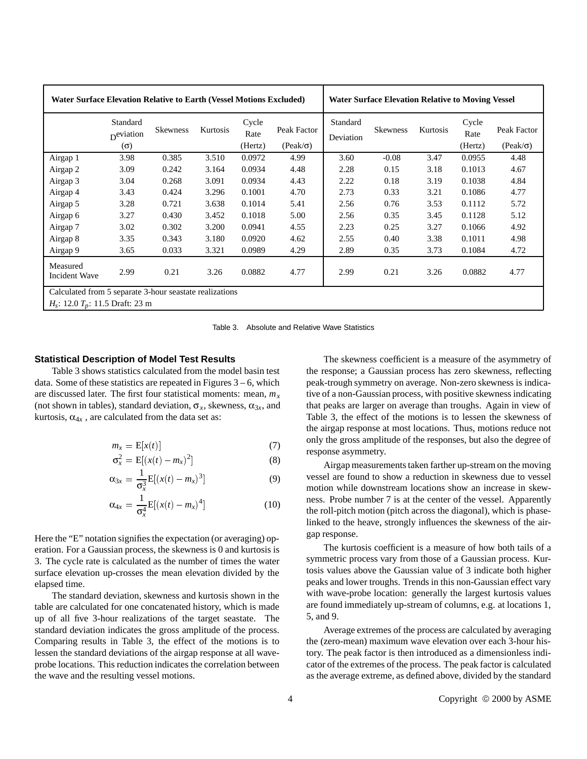| | Water Surface Elevation Relative to Earth (Vessel Motions Excluded) | | | | | Water Surface Elevation Relative to Moving Vessel | | | | |
|---|---|---|---|---|---|---|---|---|---|---|
| | Standard Deviation ($\sigma$) | Skewness | Kurtosis | Cycle Rate (Hertz) | Peak Factor (Peak/$\sigma$) | Standard Deviation | Skewness | Kurtosis | Cycle Rate (Hertz) | Peak Factor (Peak/$\sigma$) |
| Airgap 1 | 3.98 | 0.385 | 3.510 | 0.0972 | 4.99 | 3.60 | -0.08 | 3.47 | 0.0955 | 4.48 |
| Airgap 2 | 3.09 | 0.242 | 3.164 | 0.0934 | 4.48 | 2.28 | 0.15 | 3.18 | 0.1013 | 4.67 |
| Airgap 3 | 3.04 | 0.268 | 3.091 | 0.0934 | 4.43 | 2.22 | 0.18 | 3.19 | 0.1038 | 4.84 |
| Airgap 4 | 3.43 | 0.424 | 3.296 | 0.1001 | 4.70 | 2.73 | 0.33 | 3.21 | 0.1086 | 4.77 |
| Airgap 5 | 3.28 | 0.721 | 3.638 | 0.1014 | 5.41 | 2.56 | 0.76 | 3.53 | 0.1112 | 5.72 |
| Airgap 6 | 3.27 | 0.430 | 3.452 | 0.1018 | 5.00 | 2.56 | 0.35 | 3.45 | 0.1128 | 5.12 |
| Airgap 7 | 3.02 | 0.302 | 3.200 | 0.0941 | 4.55 | 2.23 | 0.25 | 3.27 | 0.1066 | 4.92 |
| Airgap 8 | 3.35 | 0.343 | 3.180 | 0.0920 | 4.62 | 2.55 | 0.40 | 3.38 | 0.1011 | 4.98 |
| Airgap 9 | 3.65 | 0.033 | 3.321 | 0.0989 | 4.29 | 2.89 | 0.35 | 3.73 | 0.1084 | 4.72 |
| Measured Incident Wave | 2.99 | 0.21 | 3.26 | 0.0882 | 4.77 | 2.99 | 0.21 | 3.26 | 0.0882 | 4.77 |
| Calculated from 5 separate 3-hour seastate realizations $H_s$: 12.0 $T_p$: 11.5 Draft: 23 m | | | | | | | | | | |

Table 3. Absolute and Relative Wave Statistics

### Statistical Description of Model Test Results

Table 3 shows statistics calculated from the model basin test data. Some of these statistics are repeated in Figures 3 – 6, which are discussed later. The first four statistical moments: mean, $m_x$ (not shown in tables), standard deviation, $\sigma_x$, skewness, $\alpha_{3x}$, and kurtosis, $\alpha_{4x}$ , are calculated from the data set as:

$$m_x = \mathrm{E}[x(t)] \tag{7}$$

$$\sigma_x^2 = \mathrm{E}[(x(t) - m_x)^2] \tag{8}$$

$$\alpha_{3x} = \frac{1}{\sigma_x^3}\mathrm{E}[(x(t) - m_x)^3] \tag{9}$$

$$\alpha_{4x} = \frac{1}{\sigma_x^4}\mathrm{E}[(x(t) - m_x)^4] \tag{10}$$

Here the "E" notation signifies the expectation (or averaging) operation. For a Gaussian process, the skewness is 0 and kurtosis is 3. The cycle rate is calculated as the number of times the water surface elevation up-crosses the mean elevation divided by the elapsed time.

The standard deviation, skewness and kurtosis shown in the table are calculated for one concatenated history, which is made up of all five 3-hour realizations of the target seastate. The standard deviation indicates the gross amplitude of the process. Comparing results in Table 3, the effect of the motions is to lessen the standard deviations of the airgap response at all wave-probe locations. This reduction indicates the correlation between the wave and the resulting vessel motions.

The skewness coefficient is a measure of the asymmetry of the response; a Gaussian process has zero skewness, reflecting peak-trough symmetry on average. Non-zero skewness is indicative of a non-Gaussian process, with positive skewness indicating that peaks are larger on average than troughs. Again in view of Table 3, the effect of the motions is to lessen the skewness of the airgap response at most locations. Thus, motions reduce not only the gross amplitude of the responses, but also the degree of response asymmetry.

Airgap measurements taken farther up-stream on the moving vessel are found to show a reduction in skewness due to vessel motion while downstream locations show an increase in skewness. Probe number 7 is at the center of the vessel. Apparently the roll-pitch motion (pitch across the diagonal), which is phase-linked to the heave, strongly influences the skewness of the airgap response.

The kurtosis coefficient is a measure of how both tails of a symmetric process vary from those of a Gaussian process. Kurtosis values above the Gaussian value of 3 indicate both higher peaks and lower troughs. Trends in this non-Gaussian effect vary with wave-probe location: generally the largest kurtosis values are found immediately up-stream of columns, e.g. at locations 1, 5, and 9.

Average extremes of the process are calculated by averaging the (zero-mean) maximum wave elevation over each 3-hour history. The peak factor is then introduced as a dimensionless indicator of the extremes of the process. The peak factor is calculated as the average extreme, as defined above, divided by the standard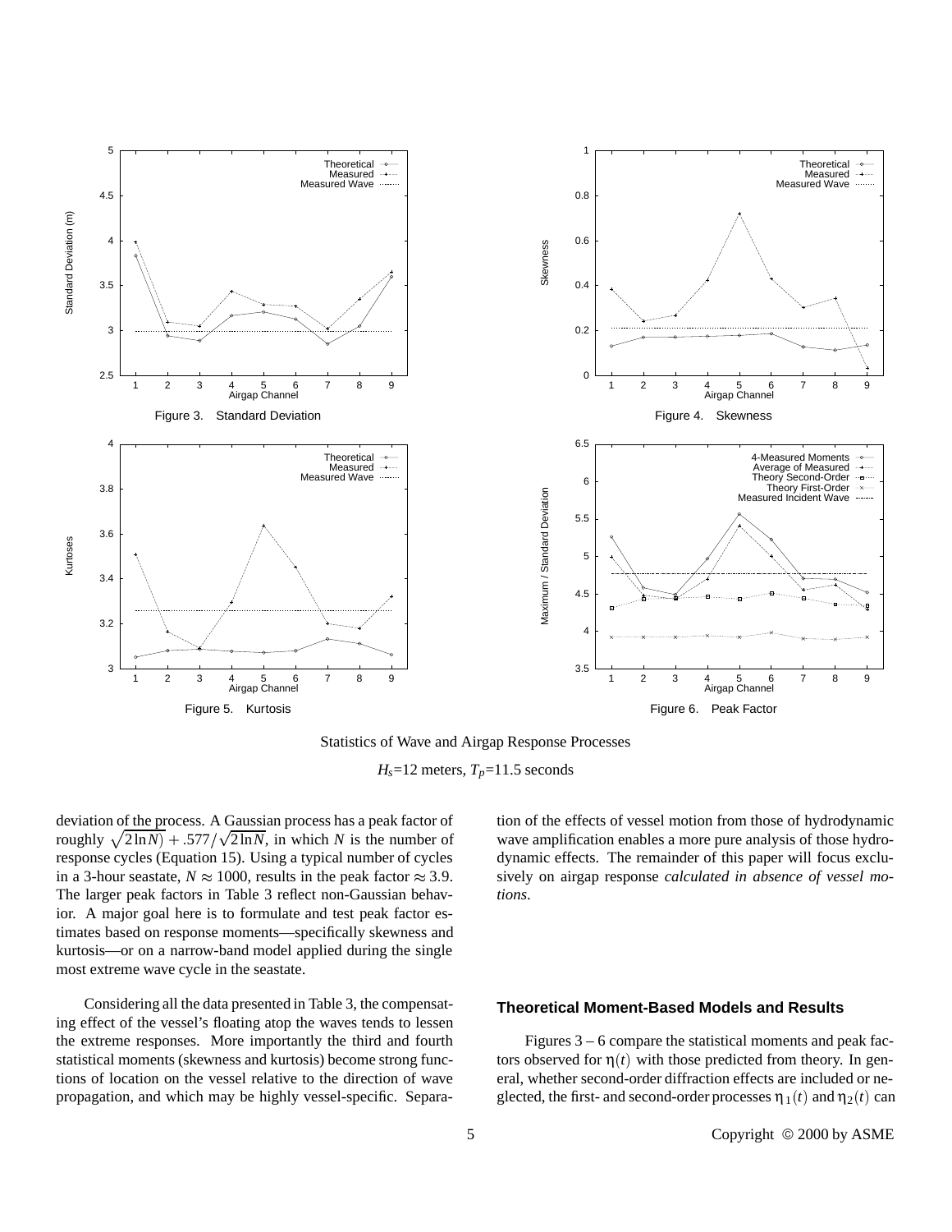Figure 3. Standard Deviation

Figure 4. Skewness

Figure 5. Kurtosis

Figure 6. Peak Factor

Statistics of Wave and Airgap Response Processes

$H_s$=12 meters, $T_p$=11.5 seconds

deviation of the process. A Gaussian process has a peak factor of roughly $\sqrt{2\ln N)} + .577/\sqrt{2\ln N}$, in which $N$ is the number of response cycles (Equation 15). Using a typical number of cycles in a 3-hour seastate, $N \approx 1000$, results in the peak factor $\approx 3.9$. The larger peak factors in Table 3 reflect non-Gaussian behavior. A major goal here is to formulate and test peak factor estimates based on response moments—specifically skewness and kurtosis—or on a narrow-band model applied during the single most extreme wave cycle in the seastate.

Considering all the data presented in Table 3, the compensating effect of the vessel's floating atop the waves tends to lessen the extreme responses. More importantly the third and fourth statistical moments (skewness and kurtosis) become strong functions of location on the vessel relative to the direction of wave propagation, and which may be highly vessel-specific. Separation of the effects of vessel motion from those of hydrodynamic wave amplification enables a more pure analysis of those hydrodynamic effects. The remainder of this paper will focus exclusively on airgap response *calculated in absence of vessel motions*.

## Theoretical Moment-Based Models and Results

Figures 3 – 6 compare the statistical moments and peak factors observed for $\eta(t)$ with those predicted from theory. In general, whether second-order diffraction effects are included or neglected, the first- and second-order processes $\eta_1(t)$ and $\eta_2(t)$ can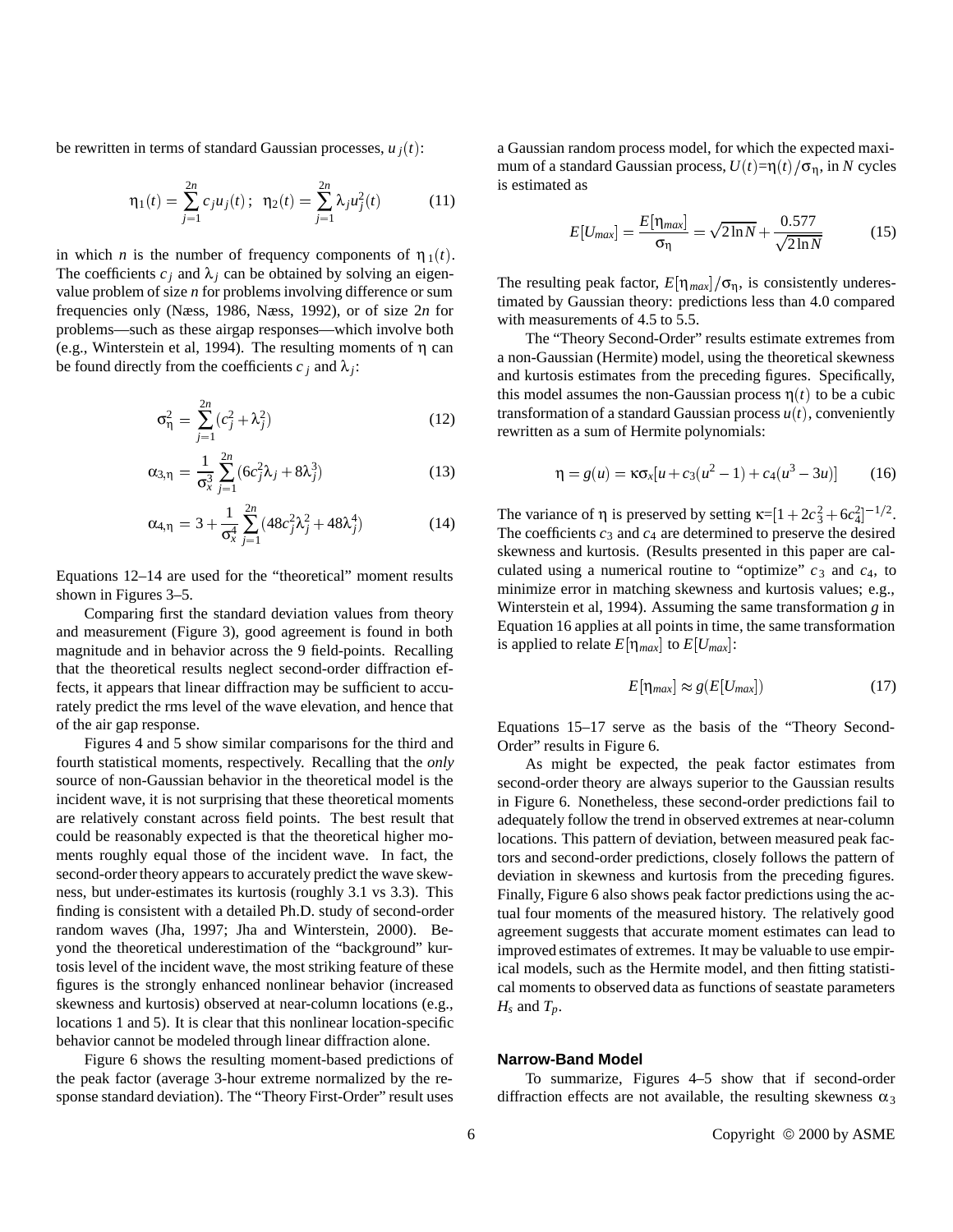be rewritten in terms of standard Gaussian processes, $u_j(t)$:

$$\eta_1(t) = \sum_{j=1}^{2n} c_j u_j(t)\,; \;\; \eta_2(t) = \sum_{j=1}^{2n} \lambda_j u_j^2(t) \tag{11}$$

in which $n$ is the number of frequency components of $\eta_1(t)$. The coefficients $c_j$ and $\lambda_j$ can be obtained by solving an eigenvalue problem of size $n$ for problems involving difference or sum frequencies only (Næss, 1986, Næss, 1992), or of size $2n$ for problems—such as these airgap responses—which involve both (e.g., Winterstein et al, 1994). The resulting moments of $\eta$ can be found directly from the coefficients $c_j$ and $\lambda_j$:

$$\sigma_\eta^2 = \sum_{j=1}^{2n} (c_j^2 + \lambda_j^2) \tag{12}$$

$$\alpha_{3,\eta} = \frac{1}{\sigma_x^3} \sum_{j=1}^{2n} (6c_j^2\lambda_j + 8\lambda_j^3) \tag{13}$$

$$\alpha_{4,\eta} = 3 + \frac{1}{\sigma_x^4} \sum_{j=1}^{2n} (48c_j^2\lambda_j^2 + 48\lambda_j^4) \tag{14}$$

Equations 12–14 are used for the "theoretical" moment results shown in Figures 3–5.

Comparing first the standard deviation values from theory and measurement (Figure 3), good agreement is found in both magnitude and in behavior across the 9 field-points. Recalling that the theoretical results neglect second-order diffraction effects, it appears that linear diffraction may be sufficient to accurately predict the rms level of the wave elevation, and hence that of the air gap response.

Figures 4 and 5 show similar comparisons for the third and fourth statistical moments, respectively. Recalling that the *only* source of non-Gaussian behavior in the theoretical model is the incident wave, it is not surprising that these theoretical moments are relatively constant across field points. The best result that could be reasonably expected is that the theoretical higher moments roughly equal those of the incident wave. In fact, the second-order theory appears to accurately predict the wave skewness, but under-estimates its kurtosis (roughly 3.1 vs 3.3). This finding is consistent with a detailed Ph.D. study of second-order random waves (Jha, 1997; Jha and Winterstein, 2000). Beyond the theoretical underestimation of the "background" kurtosis level of the incident wave, the most striking feature of these figures is the strongly enhanced nonlinear behavior (increased skewness and kurtosis) observed at near-column locations (e.g., locations 1 and 5). It is clear that this nonlinear location-specific behavior cannot be modeled through linear diffraction alone.

Figure 6 shows the resulting moment-based predictions of the peak factor (average 3-hour extreme normalized by the response standard deviation). The "Theory First-Order" result uses a Gaussian random process model, for which the expected maximum of a standard Gaussian process, $U(t)$=$\eta(t)/\sigma_\eta$, in $N$ cycles is estimated as

$$E[U_{max}] = \frac{E[\eta_{max}]}{\sigma_\eta} = \sqrt{2\ln N} + \frac{0.577}{\sqrt{2\ln N}} \tag{15}$$

The resulting peak factor, $E[\eta_{max}]/\sigma_\eta$, is consistently underestimated by Gaussian theory: predictions less than 4.0 compared with measurements of 4.5 to 5.5.

The "Theory Second-Order" results estimate extremes from a non-Gaussian (Hermite) model, using the theoretical skewness and kurtosis estimates from the preceding figures. Specifically, this model assumes the non-Gaussian process $\eta(t)$ to be a cubic transformation of a standard Gaussian process $u(t)$, conveniently rewritten as a sum of Hermite polynomials:

$$\eta = g(u) = \kappa\sigma_x[u + c_3(u^2 - 1) + c_4(u^3 - 3u)] \tag{16}$$

The variance of $\eta$ is preserved by setting $\kappa$=$[1 + 2c_3^2 + 6c_4^2]^{-1/2}$. The coefficients $c_3$ and $c_4$ are determined to preserve the desired skewness and kurtosis. (Results presented in this paper are calculated using a numerical routine to "optimize" $c_3$ and $c_4$, to minimize error in matching skewness and kurtosis values; e.g., Winterstein et al, 1994). Assuming the same transformation $g$ in Equation 16 applies at all points in time, the same transformation is applied to relate $E[\eta_{max}]$ to $E[U_{max}]$:

$$E[\eta_{max}] \approx g(E[U_{max}]) \tag{17}$$

Equations 15–17 serve as the basis of the "Theory Second-Order" results in Figure 6.

As might be expected, the peak factor estimates from second-order theory are always superior to the Gaussian results in Figure 6. Nonetheless, these second-order predictions fail to adequately follow the trend in observed extremes at near-column locations. This pattern of deviation, between measured peak factors and second-order predictions, closely follows the pattern of deviation in skewness and kurtosis from the preceding figures. Finally, Figure 6 also shows peak factor predictions using the actual four moments of the measured history. The relatively good agreement suggests that accurate moment estimates can lead to improved estimates of extremes. It may be valuable to use empirical models, such as the Hermite model, and then fitting statistical moments to observed data as functions of seastate parameters $H_s$ and $T_p$.

## Narrow-Band Model

To summarize, Figures 4–5 show that if second-order diffraction effects are not available, the resulting skewness $\alpha_3$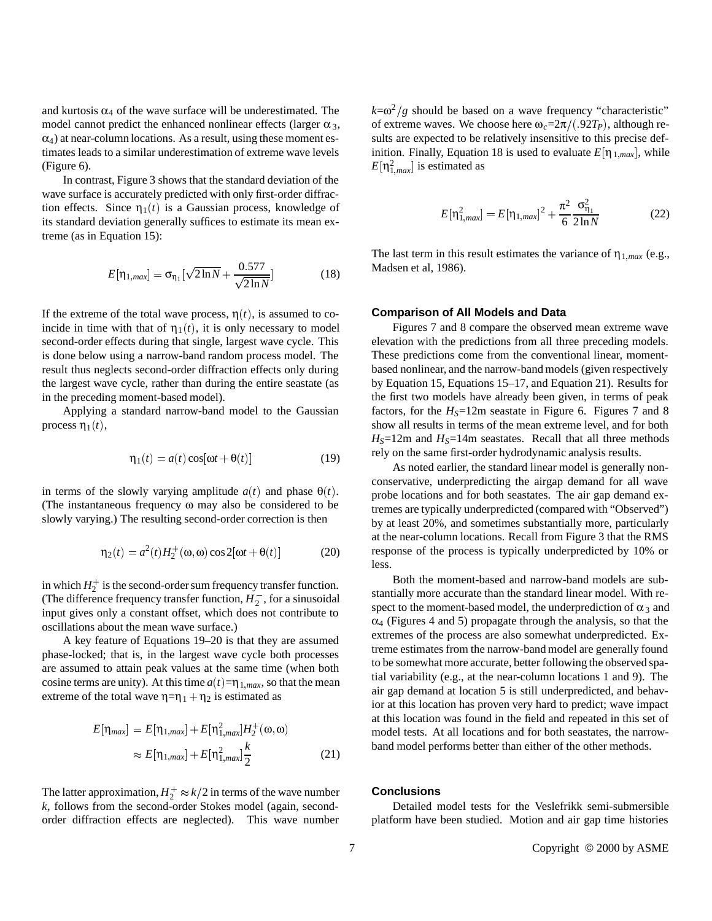and kurtosis $\alpha_4$ of the wave surface will be underestimated. The model cannot predict the enhanced nonlinear effects (larger $\alpha_3$, $\alpha_4$) at near-column locations. As a result, using these moment estimates leads to a similar underestimation of extreme wave levels (Figure 6).

In contrast, Figure 3 shows that the standard deviation of the wave surface is accurately predicted with only first-order diffraction effects. Since $\eta_1(t)$ is a Gaussian process, knowledge of its standard deviation generally suffices to estimate its mean extreme (as in Equation 15):

$$E[\eta_{1,max}] = \sigma_{\eta_1}[\sqrt{2\ln N} + \frac{0.577}{\sqrt{2\ln N}}] \tag{18}$$

If the extreme of the total wave process, $\eta(t)$, is assumed to coincide in time with that of $\eta_1(t)$, it is only necessary to model second-order effects during that single, largest wave cycle. This is done below using a narrow-band random process model. The result thus neglects second-order diffraction effects only during the largest wave cycle, rather than during the entire seastate (as in the preceding moment-based model).

Applying a standard narrow-band model to the Gaussian process $\eta_1(t)$,

$$\eta_1(t) = a(t)\cos[\omega t + \theta(t)] \tag{19}$$

in terms of the slowly varying amplitude $a(t)$ and phase $\theta(t)$. (The instantaneous frequency $\omega$ may also be considered to be slowly varying.) The resulting second-order correction is then

$$\eta_2(t) = a^2(t)H_2^+(\omega,\omega)\cos 2[\omega t + \theta(t)] \tag{20}$$

in which $H_2^+$ is the second-order sum frequency transfer function. (The difference frequency transfer function, $H_2^-$, for a sinusoidal input gives only a constant offset, which does not contribute to oscillations about the mean wave surface.)

A key feature of Equations 19–20 is that they are assumed phase-locked; that is, in the largest wave cycle both processes are assumed to attain peak values at the same time (when both cosine terms are unity). At this time $a(t)$=$\eta_{1,max}$, so that the mean extreme of the total wave $\eta$=$\eta_1 + \eta_2$ is estimated as

$$\begin{aligned} E[\eta_{max}] &= E[\eta_{1,max}] + E[\eta_{1,max}^2]H_2^+(\omega,\omega) \\ &\approx E[\eta_{1,max}] + E[\eta_{1,max}^2]\frac{k}{2} \end{aligned} \tag{21}$$

The latter approximation, $H_2^+ \approx k/2$ in terms of the wave number $k$, follows from the second-order Stokes model (again, second-order diffraction effects are neglected). This wave number $k$=$\omega^2/g$ should be based on a wave frequency "characteristic" of extreme waves. We choose here $\omega_c$=$2\pi/(.92T_P)$, although results are expected to be relatively insensitive to this precise definition. Finally, Equation 18 is used to evaluate $E[\eta_{1,max}]$, while $E[\eta_{1,max}^2]$ is estimated as

$$E[\eta_{1,max}^2] = E[\eta_{1,max}]^2 + \frac{\pi^2}{6}\frac{\sigma_{\eta_1}^2}{2\ln N} \tag{22}$$

The last term in this result estimates the variance of $\eta_{1,max}$ (e.g., Madsen et al, 1986).

## Comparison of All Models and Data

Figures 7 and 8 compare the observed mean extreme wave elevation with the predictions from all three preceding models. These predictions come from the conventional linear, moment-based nonlinear, and the narrow-band models (given respectively by Equation 15, Equations 15–17, and Equation 21). Results for the first two models have already been given, in terms of peak factors, for the $H_S$=12m seastate in Figure 6. Figures 7 and 8 show all results in terms of the mean extreme level, and for both $H_S$=12m and $H_S$=14m seastates. Recall that all three methods rely on the same first-order hydrodynamic analysis results.

As noted earlier, the standard linear model is generally non-conservative, underpredicting the airgap demand for all wave probe locations and for both seastates. The air gap demand extremes are typically underpredicted (compared with "Observed") by at least 20%, and sometimes substantially more, particularly at the near-column locations. Recall from Figure 3 that the RMS response of the process is typically underpredicted by 10% or less.

Both the moment-based and narrow-band models are substantially more accurate than the standard linear model. With respect to the moment-based model, the underprediction of $\alpha_3$ and $\alpha_4$ (Figures 4 and 5) propagate through the analysis, so that the extremes of the process are also somewhat underpredicted. Extreme estimates from the narrow-band model are generally found to be somewhat more accurate, better following the observed spatial variability (e.g., at the near-column locations 1 and 9). The air gap demand at location 5 is still underpredicted, and behavior at this location has proven very hard to predict; wave impact at this location was found in the field and repeated in this set of model tests. At all locations and for both seastates, the narrow-band model performs better than either of the other methods.

## Conclusions

Detailed model tests for the Veslefrikk semi-submersible platform have been studied. Motion and air gap time histories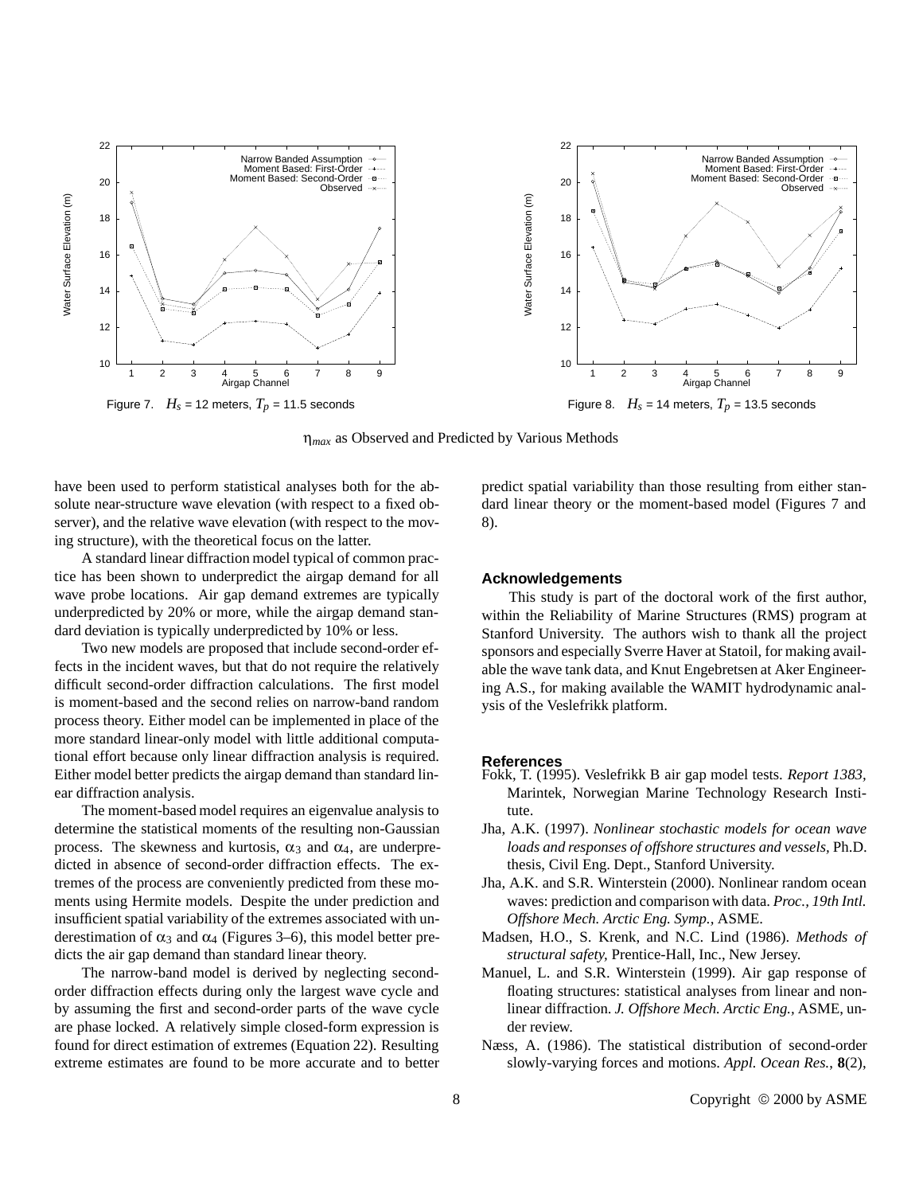Figure 7. $H_s$ = 12 meters, $T_p$ = 11.5 seconds

Figure 8. $H_s$ = 14 meters, $T_p$ = 13.5 seconds

$\eta_{max}$ as Observed and Predicted by Various Methods

have been used to perform statistical analyses both for the absolute near-structure wave elevation (with respect to a fixed observer), and the relative wave elevation (with respect to the moving structure), with the theoretical focus on the latter.

A standard linear diffraction model typical of common practice has been shown to underpredict the airgap demand for all wave probe locations. Air gap demand extremes are typically underpredicted by 20% or more, while the airgap demand standard deviation is typically underpredicted by 10% or less.

Two new models are proposed that include second-order effects in the incident waves, but that do not require the relatively difficult second-order diffraction calculations. The first model is moment-based and the second relies on narrow-band random process theory. Either model can be implemented in place of the more standard linear-only model with little additional computational effort because only linear diffraction analysis is required. Either model better predicts the airgap demand than standard linear diffraction analysis.

The moment-based model requires an eigenvalue analysis to determine the statistical moments of the resulting non-Gaussian process. The skewness and kurtosis, $\alpha_3$ and $\alpha_4$, are underpredicted in absence of second-order diffraction effects. The extremes of the process are conveniently predicted from these moments using Hermite models. Despite the under prediction and insufficient spatial variability of the extremes associated with underestimation of $\alpha_3$ and $\alpha_4$ (Figures 3–6), this model better predicts the air gap demand than standard linear theory.

The narrow-band model is derived by neglecting second-order diffraction effects during only the largest wave cycle and by assuming the first and second-order parts of the wave cycle are phase locked. A relatively simple closed-form expression is found for direct estimation of extremes (Equation 22). Resulting extreme estimates are found to be more accurate and to better predict spatial variability than those resulting from either standard linear theory or the moment-based model (Figures 7 and 8).

## Acknowledgements

This study is part of the doctoral work of the first author, within the Reliability of Marine Structures (RMS) program at Stanford University. The authors wish to thank all the project sponsors and especially Sverre Haver at Statoil, for making available the wave tank data, and Knut Engebretsen at Aker Engineering A.S., for making available the WAMIT hydrodynamic analysis of the Veslefrikk platform.

## References

Fokk, T. (1995). Veslefrikk B air gap model tests. *Report 1383*, Marintek, Norwegian Marine Technology Research Institute.

Jha, A.K. (1997). *Nonlinear stochastic models for ocean wave loads and responses of offshore structures and vessels*, Ph.D. thesis, Civil Eng. Dept., Stanford University.

Jha, A.K. and S.R. Winterstein (2000). Nonlinear random ocean waves: prediction and comparison with data. *Proc., 19th Intl. Offshore Mech. Arctic Eng. Symp.*, ASME.

Madsen, H.O., S. Krenk, and N.C. Lind (1986). *Methods of structural safety*, Prentice-Hall, Inc., New Jersey.

Manuel, L. and S.R. Winterstein (1999). Air gap response of floating structures: statistical analyses from linear and nonlinear diffraction. *J. Offshore Mech. Arctic Eng.*, ASME, under review.

Næss, A. (1986). The statistical distribution of second-order slowly-varying forces and motions. *Appl. Ocean Res.*, **8**(2),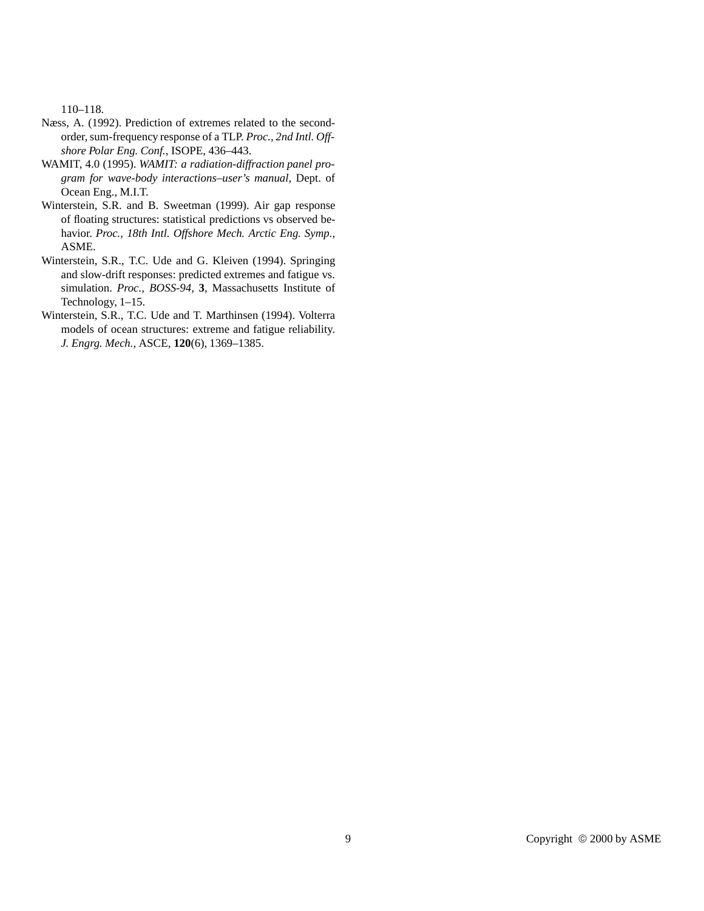110–118.

Næss, A. (1992). Prediction of extremes related to the second-order, sum-frequency response of a TLP. *Proc., 2nd Intl. Offshore Polar Eng. Conf.,* ISOPE, 436–443.

WAMIT, 4.0 (1995). *WAMIT: a radiation-diffraction panel program for wave-body interactions–user's manual,* Dept. of Ocean Eng., M.I.T.

Winterstein, S.R. and B. Sweetman (1999). Air gap response of floating structures: statistical predictions vs observed behavior. *Proc., 18th Intl. Offshore Mech. Arctic Eng. Symp.,* ASME.

Winterstein, S.R., T.C. Ude and G. Kleiven (1994). Springing and slow-drift responses: predicted extremes and fatigue vs. simulation. *Proc., BOSS-94,* **3**, Massachusetts Institute of Technology, 1–15.

Winterstein, S.R., T.C. Ude and T. Marthinsen (1994). Volterra models of ocean structures: extreme and fatigue reliability. *J. Engrg. Mech.,* ASCE, **120**(6), 1369–1385.